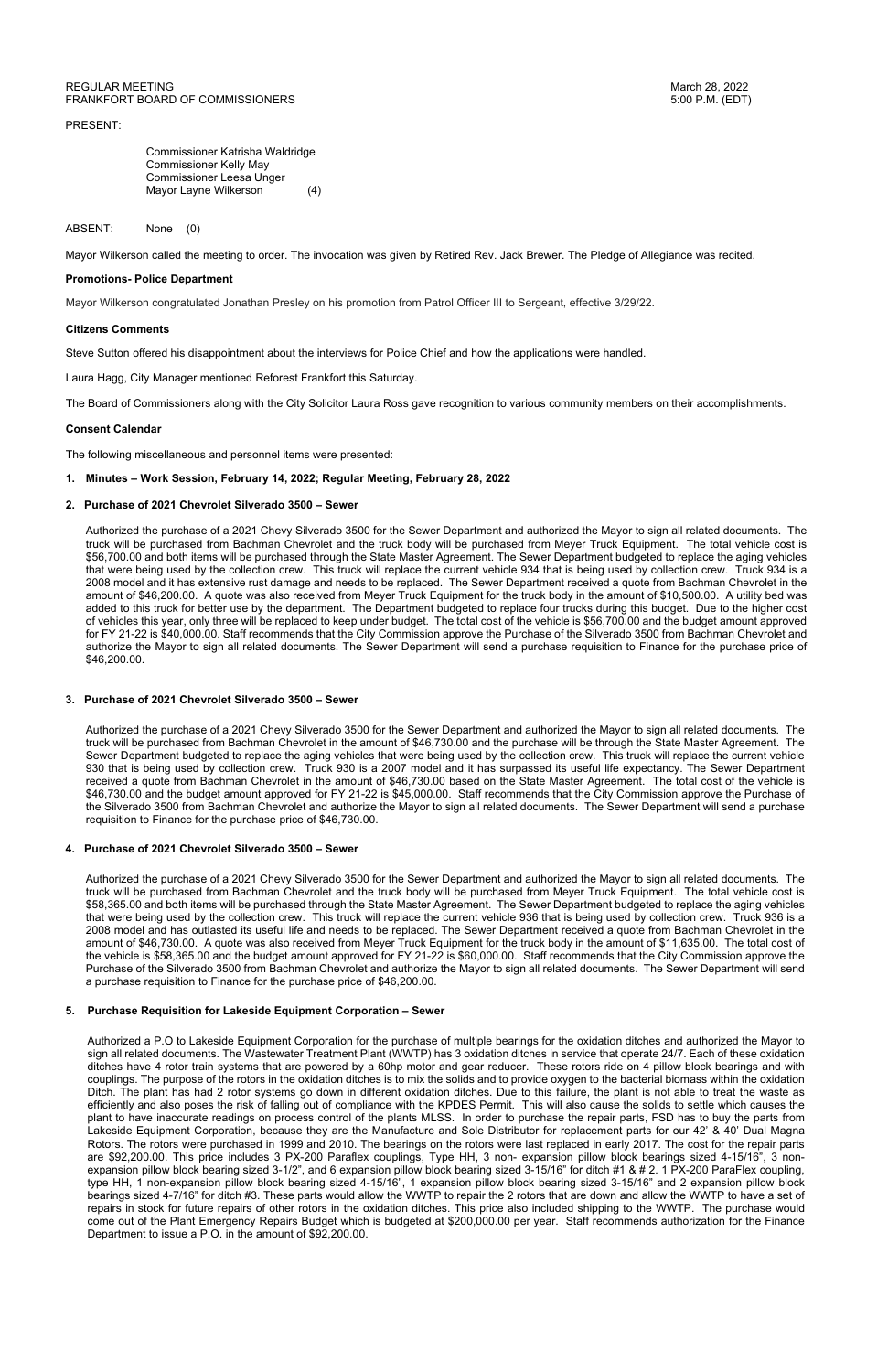REGULAR MEETING
FRANKFORT BOARD OF COMMISSIONERS

March 28, 2022
5:00 P.M. (EDT)

PRESENT:

Commissioner Katrisha Waldridge
Commissioner Kelly May
Commissioner Leesa Unger
Mayor Layne Wilkerson (4)

ABSENT: None (0)

Mayor Wilkerson called the meeting to order. The invocation was given by Retired Rev. Jack Brewer. The Pledge of Allegiance was recited.

**Promotions- Police Department**

Mayor Wilkerson congratulated Jonathan Presley on his promotion from Patrol Officer III to Sergeant, effective 3/29/22.

**Citizens Comments**

Steve Sutton offered his disappointment about the interviews for Police Chief and how the applications were handled.

Laura Hagg, City Manager mentioned Reforest Frankfort this Saturday.

The Board of Commissioners along with the City Solicitor Laura Ross gave recognition to various community members on their accomplishments.

**Consent Calendar**

The following miscellaneous and personnel items were presented:

**1. Minutes – Work Session, February 14, 2022; Regular Meeting, February 28, 2022**

**2. Purchase of 2021 Chevrolet Silverado 3500 – Sewer**

Authorized the purchase of a 2021 Chevy Silverado 3500 for the Sewer Department and authorized the Mayor to sign all related documents. The truck will be purchased from Bachman Chevrolet and the truck body will be purchased from Meyer Truck Equipment. The total vehicle cost is $56,700.00 and both items will be purchased through the State Master Agreement. The Sewer Department budgeted to replace the aging vehicles that were being used by the collection crew. This truck will replace the current vehicle 934 that is being used by collection crew. Truck 934 is a 2008 model and it has extensive rust damage and needs to be replaced. The Sewer Department received a quote from Bachman Chevrolet in the amount of $46,200.00. A quote was also received from Meyer Truck Equipment for the truck body in the amount of $10,500.00. A utility bed was added to this truck for better use by the department. The Department budgeted to replace four trucks during this budget. Due to the higher cost of vehicles this year, only three will be replaced to keep under budget. The total cost of the vehicle is $56,700.00 and the budget amount approved for FY 21-22 is $40,000.00. Staff recommends that the City Commission approve the Purchase of the Silverado 3500 from Bachman Chevrolet and authorize the Mayor to sign all related documents. The Sewer Department will send a purchase requisition to Finance for the purchase price of $46,200.00.

**3. Purchase of 2021 Chevrolet Silverado 3500 – Sewer**

Authorized the purchase of a 2021 Chevy Silverado 3500 for the Sewer Department and authorized the Mayor to sign all related documents. The truck will be purchased from Bachman Chevrolet in the amount of $46,730.00 and the purchase will be through the State Master Agreement. The Sewer Department budgeted to replace the aging vehicles that were being used by the collection crew. This truck will replace the current vehicle 930 that is being used by collection crew. Truck 930 is a 2007 model and it has surpassed its useful life expectancy. The Sewer Department received a quote from Bachman Chevrolet in the amount of $46,730.00 based on the State Master Agreement. The total cost of the vehicle is $46,730.00 and the budget amount approved for FY 21-22 is $45,000.00. Staff recommends that the City Commission approve the Purchase of the Silverado 3500 from Bachman Chevrolet and authorize the Mayor to sign all related documents. The Sewer Department will send a purchase requisition to Finance for the purchase price of $46,730.00.

**4. Purchase of 2021 Chevrolet Silverado 3500 – Sewer**

Authorized the purchase of a 2021 Chevy Silverado 3500 for the Sewer Department and authorized the Mayor to sign all related documents. The truck will be purchased from Bachman Chevrolet and the truck body will be purchased from Meyer Truck Equipment. The total vehicle cost is $58,365.00 and both items will be purchased through the State Master Agreement. The Sewer Department budgeted to replace the aging vehicles that were being used by the collection crew. This truck will replace the current vehicle 936 that is being used by collection crew. Truck 936 is a 2008 model and has outlasted its useful life and needs to be replaced. The Sewer Department received a quote from Bachman Chevrolet in the amount of $46,730.00. A quote was also received from Meyer Truck Equipment for the truck body in the amount of $11,635.00. The total cost of the vehicle is $58,365.00 and the budget amount approved for FY 21-22 is $60,000.00. Staff recommends that the City Commission approve the Purchase of the Silverado 3500 from Bachman Chevrolet and authorize the Mayor to sign all related documents. The Sewer Department will send a purchase requisition to Finance for the purchase price of $46,200.00.

**5. Purchase Requisition for Lakeside Equipment Corporation – Sewer**

Authorized a P.O to Lakeside Equipment Corporation for the purchase of multiple bearings for the oxidation ditches and authorized the Mayor to sign all related documents. The Wastewater Treatment Plant (WWTP) has 3 oxidation ditches in service that operate 24/7. Each of these oxidation ditches have 4 rotor train systems that are powered by a 60hp motor and gear reducer. These rotors ride on 4 pillow block bearings and with couplings. The purpose of the rotors in the oxidation ditches is to mix the solids and to provide oxygen to the bacterial biomass within the oxidation Ditch. The plant has had 2 rotor systems go down in different oxidation ditches. Due to this failure, the plant is not able to treat the waste as efficiently and also poses the risk of falling out of compliance with the KPDES Permit. This will also cause the solids to settle which causes the plant to have inaccurate readings on process control of the plants MLSS. In order to purchase the repair parts, FSD has to buy the parts from Lakeside Equipment Corporation, because they are the Manufacture and Sole Distributor for replacement parts for our 42' & 40' Dual Magna Rotors. The rotors were purchased in 1999 and 2010. The bearings on the rotors were last replaced in early 2017. The cost for the repair parts are $92,200.00. This price includes 3 PX-200 Paraflex couplings, Type HH, 3 non- expansion pillow block bearings sized 4-15/16", 3 non-expansion pillow block bearing sized 3-1/2", and 6 expansion pillow block bearing sized 3-15/16" for ditch #1 & # 2. 1 PX-200 ParaFlex coupling, type HH, 1 non-expansion pillow block bearing sized 4-15/16", 1 expansion pillow block bearing sized 3-15/16" and 2 expansion pillow block bearings sized 4-7/16" for ditch #3. These parts would allow the WWTP to repair the 2 rotors that are down and allow the WWTP to have a set of repairs in stock for future repairs of other rotors in the oxidation ditches. This price also included shipping to the WWTP. The purchase would come out of the Plant Emergency Repairs Budget which is budgeted at $200,000.00 per year. Staff recommends authorization for the Finance Department to issue a P.O. in the amount of $92,200.00.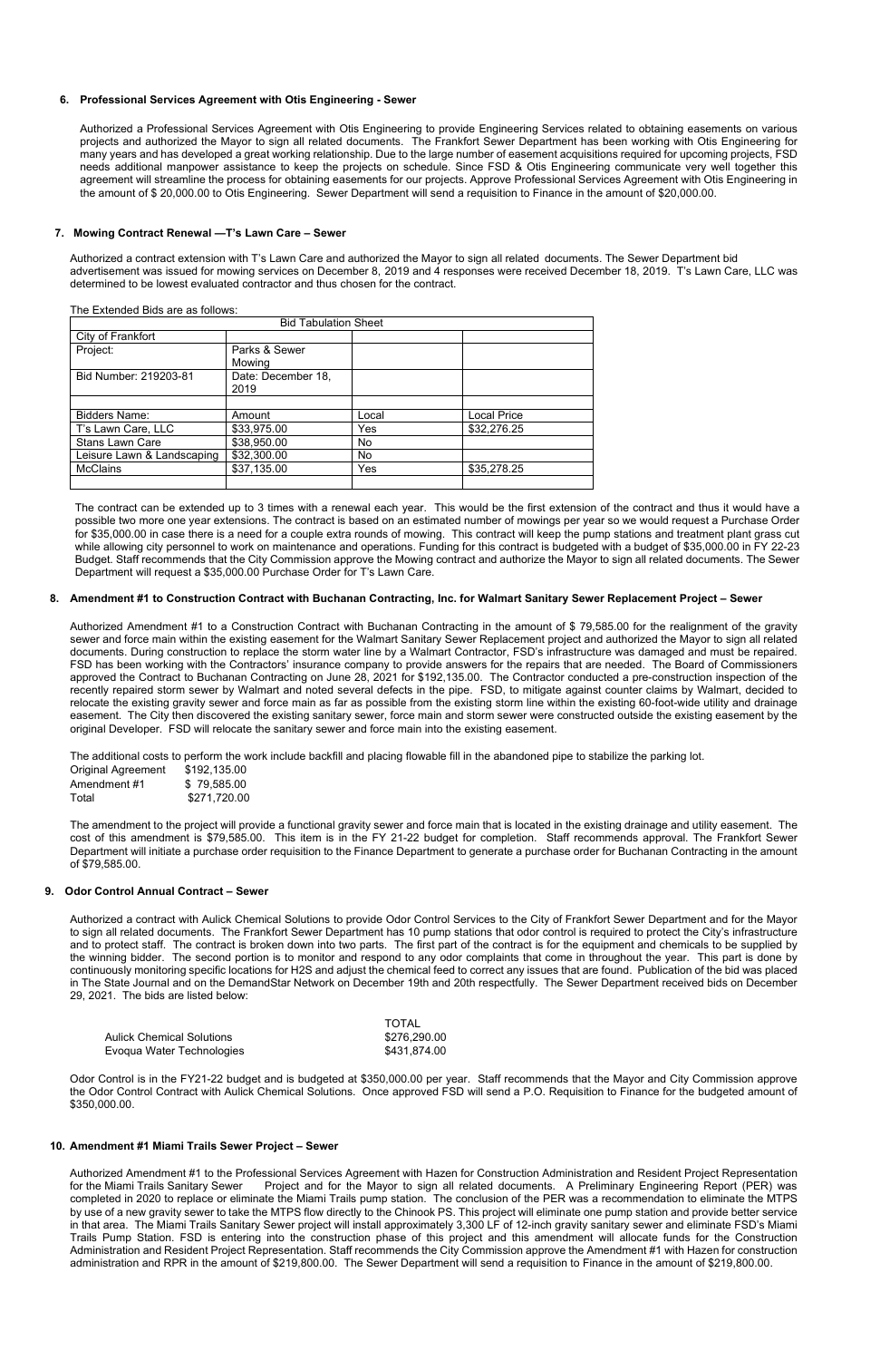### 6. Professional Services Agreement with Otis Engineering - Sewer

Authorized a Professional Services Agreement with Otis Engineering to provide Engineering Services related to obtaining easements on various projects and authorized the Mayor to sign all related documents. The Frankfort Sewer Department has been working with Otis Engineering for many years and has developed a great working relationship. Due to the large number of easement acquisitions required for upcoming projects, FSD needs additional manpower assistance to keep the projects on schedule. Since FSD & Otis Engineering communicate very well together this agreement will streamline the process for obtaining easements for our projects. Approve Professional Services Agreement with Otis Engineering in the amount of $ 20,000.00 to Otis Engineering. Sewer Department will send a requisition to Finance in the amount of $20,000.00.

### 7. Mowing Contract Renewal —T's Lawn Care – Sewer

Authorized a contract extension with T's Lawn Care and authorized the Mayor to sign all related documents. The Sewer Department bid advertisement was issued for mowing services on December 8, 2019 and 4 responses were received December 18, 2019. T's Lawn Care, LLC was determined to be lowest evaluated contractor and thus chosen for the contract.

The Extended Bids are as follows:

| Bid Tabulation Sheet | | | |
|---|---|---|---|
| City of Frankfort | | | |
| Project: | Parks & Sewer Mowing | | |
| Bid Number: 219203-81 | Date: December 18, 2019 | | |
| | | | |
| Bidders Name: | Amount | Local | Local Price |
| T's Lawn Care, LLC | $33,975.00 | Yes | $32,276.25 |
| Stans Lawn Care | $38,950.00 | No | |
| Leisure Lawn & Landscaping | $32,300.00 | No | |
| McClains | $37,135.00 | Yes | $35,278.25 |
| | | | |

The contract can be extended up to 3 times with a renewal each year. This would be the first extension of the contract and thus it would have a possible two more one year extensions. The contract is based on an estimated number of mowings per year so we would request a Purchase Order for $35,000.00 in case there is a need for a couple extra rounds of mowing. This contract will keep the pump stations and treatment plant grass cut while allowing city personnel to work on maintenance and operations. Funding for this contract is budgeted with a budget of $35,000.00 in FY 22-23 Budget. Staff recommends that the City Commission approve the Mowing contract and authorize the Mayor to sign all related documents. The Sewer Department will request a $35,000.00 Purchase Order for T's Lawn Care.

### 8. Amendment #1 to Construction Contract with Buchanan Contracting, Inc. for Walmart Sanitary Sewer Replacement Project – Sewer

Authorized Amendment #1 to a Construction Contract with Buchanan Contracting in the amount of $ 79,585.00 for the realignment of the gravity sewer and force main within the existing easement for the Walmart Sanitary Sewer Replacement project and authorized the Mayor to sign all related documents. During construction to replace the storm water line by a Walmart Contractor, FSD's infrastructure was damaged and must be repaired. FSD has been working with the Contractors' insurance company to provide answers for the repairs that are needed. The Board of Commissioners approved the Contract to Buchanan Contracting on June 28, 2021 for $192,135.00. The Contractor conducted a pre-construction inspection of the recently repaired storm sewer by Walmart and noted several defects in the pipe. FSD, to mitigate against counter claims by Walmart, decided to relocate the existing gravity sewer and force main as far as possible from the existing storm line within the existing 60-foot-wide utility and drainage easement. The City then discovered the existing sanitary sewer, force main and storm sewer were constructed outside the existing easement by the original Developer. FSD will relocate the sanitary sewer and force main into the existing easement.

The additional costs to perform the work include backfill and placing flowable fill in the abandoned pipe to stabilize the parking lot.

| | |
|---|---|
| Original Agreement | $192,135.00 |
| Amendment #1 | $ 79,585.00 |
| Total | $271,720.00 |

The amendment to the project will provide a functional gravity sewer and force main that is located in the existing drainage and utility easement. The cost of this amendment is $79,585.00. This item is in the FY 21-22 budget for completion. Staff recommends approval. The Frankfort Sewer Department will initiate a purchase order requisition to the Finance Department to generate a purchase order for Buchanan Contracting in the amount of $79,585.00.

### 9. Odor Control Annual Contract – Sewer

Authorized a contract with Aulick Chemical Solutions to provide Odor Control Services to the City of Frankfort Sewer Department and for the Mayor to sign all related documents. The Frankfort Sewer Department has 10 pump stations that odor control is required to protect the City's infrastructure and to protect staff. The contract is broken down into two parts. The first part of the contract is for the equipment and chemicals to be supplied by the winning bidder. The second portion is to monitor and respond to any odor complaints that come in throughout the year. This part is done by continuously monitoring specific locations for H2S and adjust the chemical feed to correct any issues that are found. Publication of the bid was placed in The State Journal and on the DemandStar Network on December 19th and 20th respectfully. The Sewer Department received bids on December 29, 2021. The bids are listed below:

| | TOTAL |
|---|---|
| Aulick Chemical Solutions | $276,290.00 |
| Evoqua Water Technologies | $431,874.00 |

Odor Control is in the FY21-22 budget and is budgeted at $350,000.00 per year. Staff recommends that the Mayor and City Commission approve the Odor Control Contract with Aulick Chemical Solutions. Once approved FSD will send a P.O. Requisition to Finance for the budgeted amount of $350,000.00.

### 10. Amendment #1 Miami Trails Sewer Project – Sewer

Authorized Amendment #1 to the Professional Services Agreement with Hazen for Construction Administration and Resident Project Representation for the Miami Trails Sanitary Sewer Project and for the Mayor to sign all related documents. A Preliminary Engineering Report (PER) was completed in 2020 to replace or eliminate the Miami Trails pump station. The conclusion of the PER was a recommendation to eliminate the MTPS by use of a new gravity sewer to take the MTPS flow directly to the Chinook PS. This project will eliminate one pump station and provide better service in that area. The Miami Trails Sanitary Sewer project will install approximately 3,300 LF of 12-inch gravity sanitary sewer and eliminate FSD's Miami Trails Pump Station. FSD is entering into the construction phase of this project and this amendment will allocate funds for the Construction Administration and Resident Project Representation. Staff recommends the City Commission approve the Amendment #1 with Hazen for construction administration and RPR in the amount of $219,800.00. The Sewer Department will send a requisition to Finance in the amount of $219,800.00.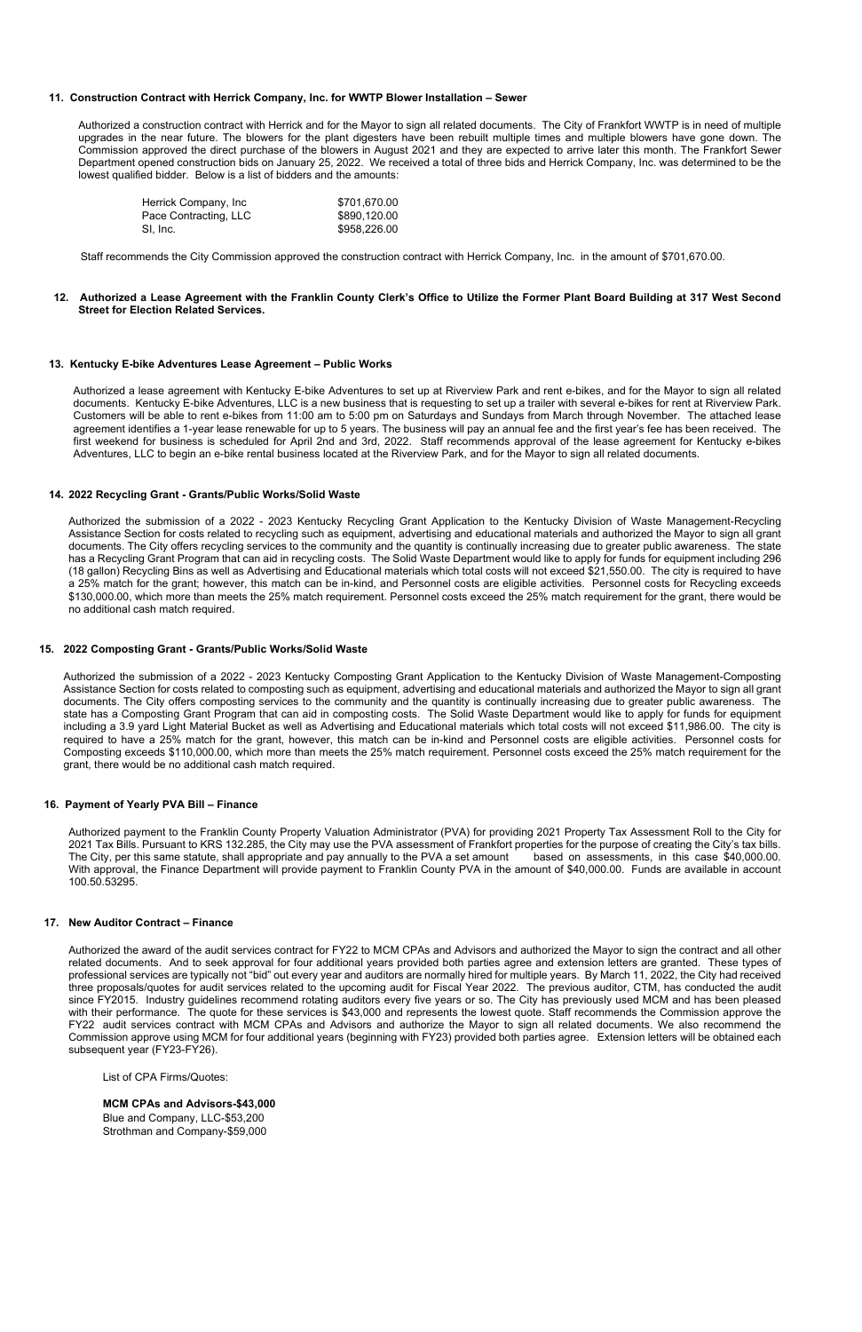**11. Construction Contract with Herrick Company, Inc. for WWTP Blower Installation – Sewer**

Authorized a construction contract with Herrick and for the Mayor to sign all related documents. The City of Frankfort WWTP is in need of multiple upgrades in the near future. The blowers for the plant digesters have been rebuilt multiple times and multiple blowers have gone down. The Commission approved the direct purchase of the blowers in August 2021 and they are expected to arrive later this month. The Frankfort Sewer Department opened construction bids on January 25, 2022. We received a total of three bids and Herrick Company, Inc. was determined to be the lowest qualified bidder. Below is a list of bidders and the amounts:

| | |
|---|---|
| Herrick Company, Inc | $701,670.00 |
| Pace Contracting, LLC | $890,120.00 |
| SI, Inc. | $958,226.00 |

Staff recommends the City Commission approved the construction contract with Herrick Company, Inc. in the amount of $701,670.00.

**12. Authorized a Lease Agreement with the Franklin County Clerk's Office to Utilize the Former Plant Board Building at 317 West Second Street for Election Related Services.**

**13. Kentucky E-bike Adventures Lease Agreement – Public Works**

Authorized a lease agreement with Kentucky E-bike Adventures to set up at Riverview Park and rent e-bikes, and for the Mayor to sign all related documents. Kentucky E-bike Adventures, LLC is a new business that is requesting to set up a trailer with several e-bikes for rent at Riverview Park. Customers will be able to rent e-bikes from 11:00 am to 5:00 pm on Saturdays and Sundays from March through November. The attached lease agreement identifies a 1-year lease renewable for up to 5 years. The business will pay an annual fee and the first year's fee has been received. The first weekend for business is scheduled for April 2nd and 3rd, 2022. Staff recommends approval of the lease agreement for Kentucky e-bikes Adventures, LLC to begin an e-bike rental business located at the Riverview Park, and for the Mayor to sign all related documents.

**14. 2022 Recycling Grant - Grants/Public Works/Solid Waste**

Authorized the submission of a 2022 - 2023 Kentucky Recycling Grant Application to the Kentucky Division of Waste Management-Recycling Assistance Section for costs related to recycling such as equipment, advertising and educational materials and authorized the Mayor to sign all grant documents. The City offers recycling services to the community and the quantity is continually increasing due to greater public awareness. The state has a Recycling Grant Program that can aid in recycling costs. The Solid Waste Department would like to apply for funds for equipment including 296 (18 gallon) Recycling Bins as well as Advertising and Educational materials which total costs will not exceed $21,550.00. The city is required to have a 25% match for the grant; however, this match can be in-kind, and Personnel costs are eligible activities. Personnel costs for Recycling exceeds $130,000.00, which more than meets the 25% match requirement. Personnel costs exceed the 25% match requirement for the grant, there would be no additional cash match required.

**15. 2022 Composting Grant - Grants/Public Works/Solid Waste**

Authorized the submission of a 2022 - 2023 Kentucky Composting Grant Application to the Kentucky Division of Waste Management-Composting Assistance Section for costs related to composting such as equipment, advertising and educational materials and authorized the Mayor to sign all grant documents. The City offers composting services to the community and the quantity is continually increasing due to greater public awareness. The state has a Composting Grant Program that can aid in composting costs. The Solid Waste Department would like to apply for funds for equipment including a 3.9 yard Light Material Bucket as well as Advertising and Educational materials which total costs will not exceed $11,986.00. The city is required to have a 25% match for the grant, however, this match can be in-kind and Personnel costs are eligible activities. Personnel costs for Composting exceeds $110,000.00, which more than meets the 25% match requirement. Personnel costs exceed the 25% match requirement for the grant, there would be no additional cash match required.

**16. Payment of Yearly PVA Bill – Finance**

Authorized payment to the Franklin County Property Valuation Administrator (PVA) for providing 2021 Property Tax Assessment Roll to the City for 2021 Tax Bills. Pursuant to KRS 132.285, the City may use the PVA assessment of Frankfort properties for the purpose of creating the City's tax bills. The City, per this same statute, shall appropriate and pay annually to the PVA a set amount based on assessments, in this case $40,000.00. With approval, the Finance Department will provide payment to Franklin County PVA in the amount of $40,000.00. Funds are available in account 100.50.53295.

**17. New Auditor Contract – Finance**

Authorized the award of the audit services contract for FY22 to MCM CPAs and Advisors and authorized the Mayor to sign the contract and all other related documents. And to seek approval for four additional years provided both parties agree and extension letters are granted. These types of professional services are typically not "bid" out every year and auditors are normally hired for multiple years. By March 11, 2022, the City had received three proposals/quotes for audit services related to the upcoming audit for Fiscal Year 2022. The previous auditor, CTM, has conducted the audit since FY2015. Industry guidelines recommend rotating auditors every five years or so. The City has previously used MCM and has been pleased with their performance. The quote for these services is $43,000 and represents the lowest quote. Staff recommends the Commission approve the FY22 audit services contract with MCM CPAs and Advisors and authorize the Mayor to sign all related documents. We also recommend the Commission approve using MCM for four additional years (beginning with FY23) provided both parties agree. Extension letters will be obtained each subsequent year (FY23-FY26).

List of CPA Firms/Quotes:

**MCM CPAs and Advisors-$43,000**
Blue and Company, LLC-$53,200
Strothman and Company-$59,000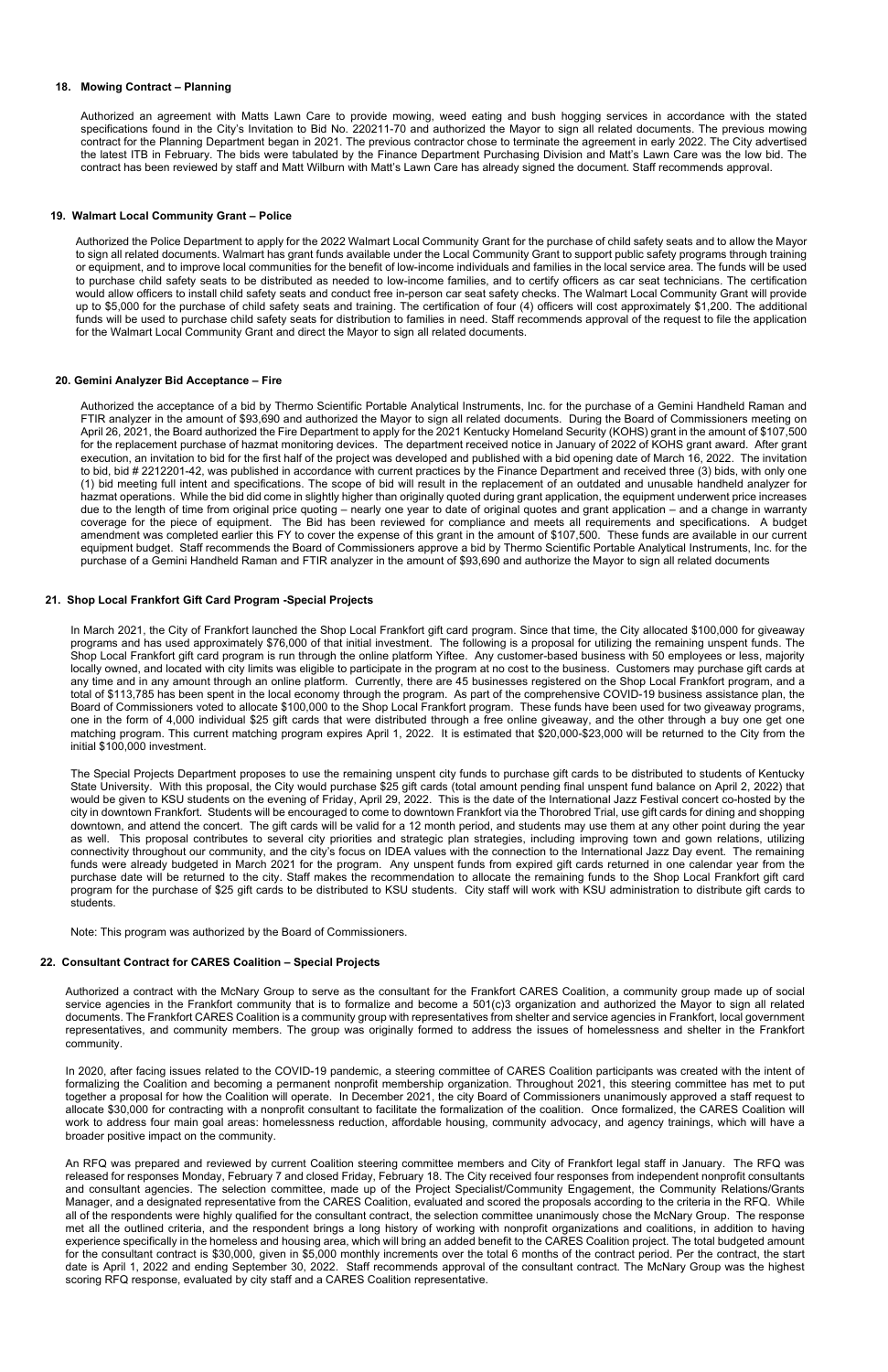### 18. Mowing Contract – Planning

Authorized an agreement with Matts Lawn Care to provide mowing, weed eating and bush hogging services in accordance with the stated specifications found in the City's Invitation to Bid No. 220211-70 and authorized the Mayor to sign all related documents. The previous mowing contract for the Planning Department began in 2021. The previous contractor chose to terminate the agreement in early 2022. The City advertised the latest ITB in February. The bids were tabulated by the Finance Department Purchasing Division and Matt's Lawn Care was the low bid. The contract has been reviewed by staff and Matt Wilburn with Matt's Lawn Care has already signed the document. Staff recommends approval.

### 19. Walmart Local Community Grant – Police

Authorized the Police Department to apply for the 2022 Walmart Local Community Grant for the purchase of child safety seats and to allow the Mayor to sign all related documents. Walmart has grant funds available under the Local Community Grant to support public safety programs through training or equipment, and to improve local communities for the benefit of low-income individuals and families in the local service area. The funds will be used to purchase child safety seats to be distributed as needed to low-income families, and to certify officers as car seat technicians. The certification would allow officers to install child safety seats and conduct free in-person car seat safety checks. The Walmart Local Community Grant will provide up to $5,000 for the purchase of child safety seats and training. The certification of four (4) officers will cost approximately $1,200. The additional funds will be used to purchase child safety seats for distribution to families in need. Staff recommends approval of the request to file the application for the Walmart Local Community Grant and direct the Mayor to sign all related documents.

### 20. Gemini Analyzer Bid Acceptance – Fire

Authorized the acceptance of a bid by Thermo Scientific Portable Analytical Instruments, Inc. for the purchase of a Gemini Handheld Raman and FTIR analyzer in the amount of $93,690 and authorized the Mayor to sign all related documents. During the Board of Commissioners meeting on April 26, 2021, the Board authorized the Fire Department to apply for the 2021 Kentucky Homeland Security (KOHS) grant in the amount of $107,500 for the replacement purchase of hazmat monitoring devices. The department received notice in January of 2022 of KOHS grant award. After grant execution, an invitation to bid for the first half of the project was developed and published with a bid opening date of March 16, 2022. The invitation to bid, bid # 2212201-42, was published in accordance with current practices by the Finance Department and received three (3) bids, with only one (1) bid meeting full intent and specifications. The scope of bid will result in the replacement of an outdated and unusable handheld analyzer for hazmat operations. While the bid did come in slightly higher than originally quoted during grant application, the equipment underwent price increases due to the length of time from original price quoting – nearly one year to date of original quotes and grant application – and a change in warranty coverage for the piece of equipment. The Bid has been reviewed for compliance and meets all requirements and specifications. A budget amendment was completed earlier this FY to cover the expense of this grant in the amount of $107,500. These funds are available in our current equipment budget. Staff recommends the Board of Commissioners approve a bid by Thermo Scientific Portable Analytical Instruments, Inc. for the purchase of a Gemini Handheld Raman and FTIR analyzer in the amount of $93,690 and authorize the Mayor to sign all related documents

### 21. Shop Local Frankfort Gift Card Program -Special Projects

In March 2021, the City of Frankfort launched the Shop Local Frankfort gift card program. Since that time, the City allocated $100,000 for giveaway programs and has used approximately $76,000 of that initial investment. The following is a proposal for utilizing the remaining unspent funds. The Shop Local Frankfort gift card program is run through the online platform Yiftee. Any customer-based business with 50 employees or less, majority locally owned, and located with city limits was eligible to participate in the program at no cost to the business. Customers may purchase gift cards at any time and in any amount through an online platform. Currently, there are 45 businesses registered on the Shop Local Frankfort program, and a total of $113,785 has been spent in the local economy through the program. As part of the comprehensive COVID-19 business assistance plan, the Board of Commissioners voted to allocate $100,000 to the Shop Local Frankfort program. These funds have been used for two giveaway programs, one in the form of 4,000 individual $25 gift cards that were distributed through a free online giveaway, and the other through a buy one get one matching program. This current matching program expires April 1, 2022. It is estimated that $20,000-$23,000 will be returned to the City from the initial $100,000 investment.

The Special Projects Department proposes to use the remaining unspent city funds to purchase gift cards to be distributed to students of Kentucky State University. With this proposal, the City would purchase $25 gift cards (total amount pending final unspent fund balance on April 2, 2022) that would be given to KSU students on the evening of Friday, April 29, 2022. This is the date of the International Jazz Festival concert co-hosted by the city in downtown Frankfort. Students will be encouraged to come to downtown Frankfort via the Thorobred Trial, use gift cards for dining and shopping downtown, and attend the concert. The gift cards will be valid for a 12 month period, and students may use them at any other point during the year as well. This proposal contributes to several city priorities and strategic plan strategies, including improving town and gown relations, utilizing connectivity throughout our community, and the city's focus on IDEA values with the connection to the International Jazz Day event. The remaining funds were already budgeted in March 2021 for the program. Any unspent funds from expired gift cards returned in one calendar year from the purchase date will be returned to the city. Staff makes the recommendation to allocate the remaining funds to the Shop Local Frankfort gift card program for the purchase of $25 gift cards to be distributed to KSU students. City staff will work with KSU administration to distribute gift cards to students.

Note: This program was authorized by the Board of Commissioners.

### 22. Consultant Contract for CARES Coalition – Special Projects

Authorized a contract with the McNary Group to serve as the consultant for the Frankfort CARES Coalition, a community group made up of social service agencies in the Frankfort community that is to formalize and become a 501(c)3 organization and authorized the Mayor to sign all related documents. The Frankfort CARES Coalition is a community group with representatives from shelter and service agencies in Frankfort, local government representatives, and community members. The group was originally formed to address the issues of homelessness and shelter in the Frankfort community.

In 2020, after facing issues related to the COVID-19 pandemic, a steering committee of CARES Coalition participants was created with the intent of formalizing the Coalition and becoming a permanent nonprofit membership organization. Throughout 2021, this steering committee has met to put together a proposal for how the Coalition will operate. In December 2021, the city Board of Commissioners unanimously approved a staff request to allocate $30,000 for contracting with a nonprofit consultant to facilitate the formalization of the coalition. Once formalized, the CARES Coalition will work to address four main goal areas: homelessness reduction, affordable housing, community advocacy, and agency trainings, which will have a broader positive impact on the community.

An RFQ was prepared and reviewed by current Coalition steering committee members and City of Frankfort legal staff in January. The RFQ was released for responses Monday, February 7 and closed Friday, February 18. The City received four responses from independent nonprofit consultants and consultant agencies. The selection committee, made up of the Project Specialist/Community Engagement, the Community Relations/Grants Manager, and a designated representative from the CARES Coalition, evaluated and scored the proposals according to the criteria in the RFQ. While all of the respondents were highly qualified for the consultant contract, the selection committee unanimously chose the McNary Group. The response met all the outlined criteria, and the respondent brings a long history of working with nonprofit organizations and coalitions, in addition to having experience specifically in the homeless and housing area, which will bring an added benefit to the CARES Coalition project. The total budgeted amount for the consultant contract is $30,000, given in $5,000 monthly increments over the total 6 months of the contract period. Per the contract, the start date is April 1, 2022 and ending September 30, 2022. Staff recommends approval of the consultant contract. The McNary Group was the highest scoring RFQ response, evaluated by city staff and a CARES Coalition representative.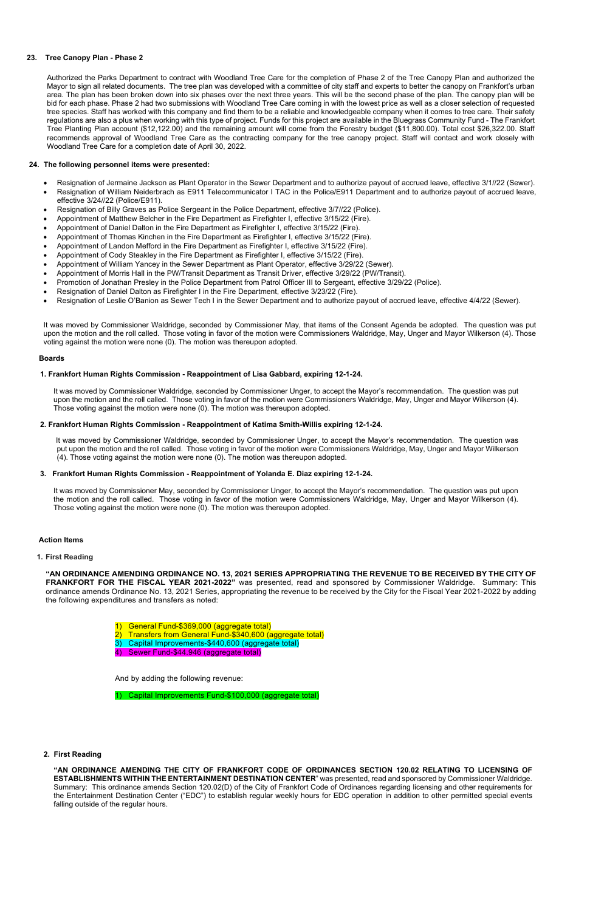**23. Tree Canopy Plan - Phase 2**

Authorized the Parks Department to contract with Woodland Tree Care for the completion of Phase 2 of the Tree Canopy Plan and authorized the Mayor to sign all related documents. The tree plan was developed with a committee of city staff and experts to better the canopy on Frankfort's urban area. The plan has been broken down into six phases over the next three years. This will be the second phase of the plan. The canopy plan will be bid for each phase. Phase 2 had two submissions with Woodland Tree Care coming in with the lowest price as well as a closer selection of requested tree species. Staff has worked with this company and find them to be a reliable and knowledgeable company when it comes to tree care. Their safety regulations are also a plus when working with this type of project. Funds for this project are available in the Bluegrass Community Fund - The Frankfort Tree Planting Plan account ($12,122.00) and the remaining amount will come from the Forestry budget ($11,800.00). Total cost $26,322.00. Staff recommends approval of Woodland Tree Care as the contracting company for the tree canopy project. Staff will contact and work closely with Woodland Tree Care for a completion date of April 30, 2022.

**24. The following personnel items were presented:**

- Resignation of Jermaine Jackson as Plant Operator in the Sewer Department and to authorize payout of accrued leave, effective 3/1//22 (Sewer).
- Resignation of William Neiderbrach as E911 Telecommunicator I TAC in the Police/E911 Department and to authorize payout of accrued leave, effective 3/24//22 (Police/E911).
- Resignation of Billy Graves as Police Sergeant in the Police Department, effective 3/7//22 (Police).
- Appointment of Matthew Belcher in the Fire Department as Firefighter I, effective 3/15/22 (Fire).
- Appointment of Daniel Dalton in the Fire Department as Firefighter I, effective 3/15/22 (Fire).
- Appointment of Thomas Kinchen in the Fire Department as Firefighter I, effective 3/15/22 (Fire).
- Appointment of Landon Mefford in the Fire Department as Firefighter I, effective 3/15/22 (Fire).
- Appointment of Cody Steakley in the Fire Department as Firefighter I, effective 3/15/22 (Fire).
- Appointment of William Yancey in the Sewer Department as Plant Operator, effective 3/29/22 (Sewer).
- Appointment of Morris Hall in the PW/Transit Department as Transit Driver, effective 3/29/22 (PW/Transit).
- Promotion of Jonathan Presley in the Police Department from Patrol Officer III to Sergeant, effective 3/29/22 (Police).
- Resignation of Daniel Dalton as Firefighter I in the Fire Department, effective 3/23/22 (Fire).
- Resignation of Leslie O'Banion as Sewer Tech I in the Sewer Department and to authorize payout of accrued leave, effective 4/4/22 (Sewer).

It was moved by Commissioner Waldridge, seconded by Commissioner May, that items of the Consent Agenda be adopted. The question was put upon the motion and the roll called. Those voting in favor of the motion were Commissioners Waldridge, May, Unger and Mayor Wilkerson (4). Those voting against the motion were none (0). The motion was thereupon adopted.

**Boards**

**1. Frankfort Human Rights Commission - Reappointment of Lisa Gabbard, expiring 12-1-24.**

It was moved by Commissioner Waldridge, seconded by Commissioner Unger, to accept the Mayor's recommendation. The question was put upon the motion and the roll called. Those voting in favor of the motion were Commissioners Waldridge, May, Unger and Mayor Wilkerson (4). Those voting against the motion were none (0). The motion was thereupon adopted.

**2. Frankfort Human Rights Commission - Reappointment of Katima Smith-Willis expiring 12-1-24.**

It was moved by Commissioner Waldridge, seconded by Commissioner Unger, to accept the Mayor's recommendation. The question was put upon the motion and the roll called. Those voting in favor of the motion were Commissioners Waldridge, May, Unger and Mayor Wilkerson (4). Those voting against the motion were none (0). The motion was thereupon adopted.

**3. Frankfort Human Rights Commission - Reappointment of Yolanda E. Diaz expiring 12-1-24.**

It was moved by Commissioner May, seconded by Commissioner Unger, to accept the Mayor's recommendation. The question was put upon the motion and the roll called. Those voting in favor of the motion were Commissioners Waldridge, May, Unger and Mayor Wilkerson (4). Those voting against the motion were none (0). The motion was thereupon adopted.

**Action Items**

**1. First Reading**

**"AN ORDINANCE AMENDING ORDINANCE NO. 13, 2021 SERIES APPROPRIATING THE REVENUE TO BE RECEIVED BY THE CITY OF FRANKFORT FOR THE FISCAL YEAR 2021-2022"** was presented, read and sponsored by Commissioner Waldridge. Summary: This ordinance amends Ordinance No. 13, 2021 Series, appropriating the revenue to be received by the City for the Fiscal Year 2021-2022 by adding the following expenditures and transfers as noted:

1) General Fund-$369,000 (aggregate total)
2) Transfers from General Fund-$340,600 (aggregate total)
3) Capital Improvements-$440,600 (aggregate total)
4) Sewer Fund-$44,946 (aggregate total)

And by adding the following revenue:

1) Capital Improvements Fund-$100,000 (aggregate total)

**2. First Reading**

**"AN ORDINANCE AMENDING THE CITY OF FRANKFORT CODE OF ORDINANCES SECTION 120.02 RELATING TO LICENSING OF ESTABLISHMENTS WITHIN THE ENTERTAINMENT DESTINATION CENTER"** was presented, read and sponsored by Commissioner Waldridge. Summary: This ordinance amends Section 120.02(D) of the City of Frankfort Code of Ordinances regarding licensing and other requirements for the Entertainment Destination Center ("EDC") to establish regular weekly hours for EDC operation in addition to other permitted special events falling outside of the regular hours.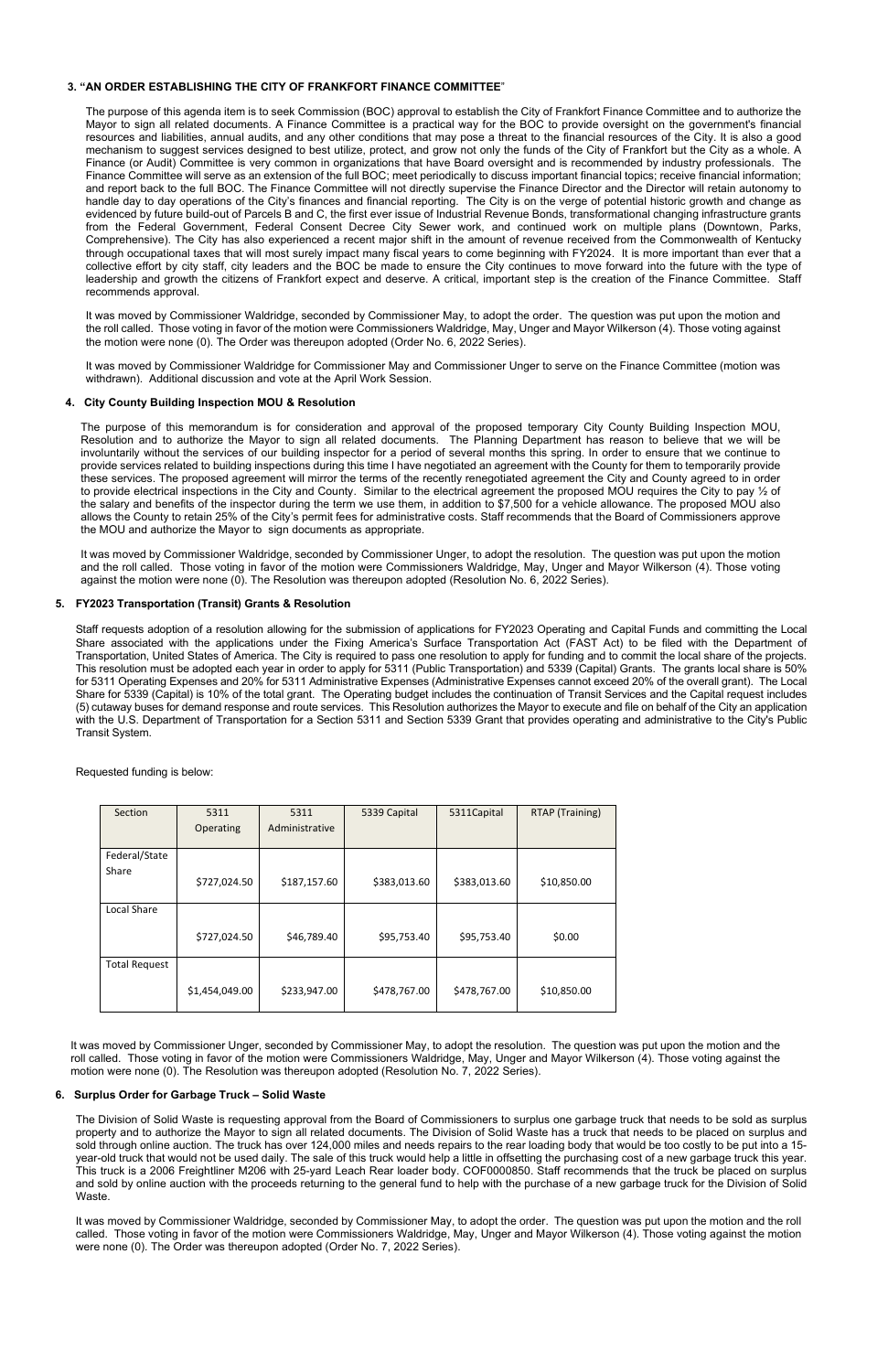**3. "AN ORDER ESTABLISHING THE CITY OF FRANKFORT FINANCE COMMITTEE"**

The purpose of this agenda item is to seek Commission (BOC) approval to establish the City of Frankfort Finance Committee and to authorize the Mayor to sign all related documents. A Finance Committee is a practical way for the BOC to provide oversight on the government's financial resources and liabilities, annual audits, and any other conditions that may pose a threat to the financial resources of the City. It is also a good mechanism to suggest services designed to best utilize, protect, and grow not only the funds of the City of Frankfort but the City as a whole. A Finance (or Audit) Committee is very common in organizations that have Board oversight and is recommended by industry professionals. The Finance Committee will serve as an extension of the full BOC; meet periodically to discuss important financial topics; receive financial information; and report back to the full BOC. The Finance Committee will not directly supervise the Finance Director and the Director will retain autonomy to handle day to day operations of the City's finances and financial reporting. The City is on the verge of potential historic growth and change as evidenced by future build-out of Parcels B and C, the first ever issue of Industrial Revenue Bonds, transformational changing infrastructure grants from the Federal Government, Federal Consent Decree City Sewer work, and continued work on multiple plans (Downtown, Parks, Comprehensive). The City has also experienced a recent major shift in the amount of revenue received from the Commonwealth of Kentucky through occupational taxes that will most surely impact many fiscal years to come beginning with FY2024. It is more important than ever that a collective effort by city staff, city leaders and the BOC be made to ensure the City continues to move forward into the future with the type of leadership and growth the citizens of Frankfort expect and deserve. A critical, important step is the creation of the Finance Committee. Staff recommends approval.

It was moved by Commissioner Waldridge, seconded by Commissioner May, to adopt the order. The question was put upon the motion and the roll called. Those voting in favor of the motion were Commissioners Waldridge, May, Unger and Mayor Wilkerson (4). Those voting against the motion were none (0). The Order was thereupon adopted (Order No. 6, 2022 Series).

It was moved by Commissioner Waldridge for Commissioner May and Commissioner Unger to serve on the Finance Committee (motion was withdrawn). Additional discussion and vote at the April Work Session.

**4. City County Building Inspection MOU & Resolution**

The purpose of this memorandum is for consideration and approval of the proposed temporary City County Building Inspection MOU, Resolution and to authorize the Mayor to sign all related documents. The Planning Department has reason to believe that we will be involuntarily without the services of our building inspector for a period of several months this spring. In order to ensure that we continue to provide services related to building inspections during this time I have negotiated an agreement with the County for them to temporarily provide these services. The proposed agreement will mirror the terms of the recently renegotiated agreement the City and County agreed to in order to provide electrical inspections in the City and County. Similar to the electrical agreement the proposed MOU requires the City to pay ½ of the salary and benefits of the inspector during the term we use them, in addition to $7,500 for a vehicle allowance. The proposed MOU also allows the County to retain 25% of the City's permit fees for administrative costs. Staff recommends that the Board of Commissioners approve the MOU and authorize the Mayor to sign documents as appropriate.

It was moved by Commissioner Waldridge, seconded by Commissioner Unger, to adopt the resolution. The question was put upon the motion and the roll called. Those voting in favor of the motion were Commissioners Waldridge, May, Unger and Mayor Wilkerson (4). Those voting against the motion were none (0). The Resolution was thereupon adopted (Resolution No. 6, 2022 Series).

**5. FY2023 Transportation (Transit) Grants & Resolution**

Staff requests adoption of a resolution allowing for the submission of applications for FY2023 Operating and Capital Funds and committing the Local Share associated with the applications under the Fixing America's Surface Transportation Act (FAST Act) to be filed with the Department of Transportation, United States of America. The City is required to pass one resolution to apply for funding and to commit the local share of the projects. This resolution must be adopted each year in order to apply for 5311 (Public Transportation) and 5339 (Capital) Grants. The grants local share is 50% for 5311 Operating Expenses and 20% for 5311 Administrative Expenses (Administrative Expenses cannot exceed 20% of the overall grant). The Local Share for 5339 (Capital) is 10% of the total grant. The Operating budget includes the continuation of Transit Services and the Capital request includes (5) cutaway buses for demand response and route services. This Resolution authorizes the Mayor to execute and file on behalf of the City an application with the U.S. Department of Transportation for a Section 5311 and Section 5339 Grant that provides operating and administrative to the City's Public Transit System.

Requested funding is below:

| Section | 5311 Operating | 5311 Administrative | 5339 Capital | 5311Capital | RTAP (Training) |
|---|---|---|---|---|---|
| Federal/State Share | $727,024.50 | $187,157.60 | $383,013.60 | $383,013.60 | $10,850.00 |
| Local Share | $727,024.50 | $46,789.40 | $95,753.40 | $95,753.40 | $0.00 |
| Total Request | $1,454,049.00 | $233,947.00 | $478,767.00 | $478,767.00 | $10,850.00 |

It was moved by Commissioner Unger, seconded by Commissioner May, to adopt the resolution. The question was put upon the motion and the roll called. Those voting in favor of the motion were Commissioners Waldridge, May, Unger and Mayor Wilkerson (4). Those voting against the motion were none (0). The Resolution was thereupon adopted (Resolution No. 7, 2022 Series).

**6. Surplus Order for Garbage Truck – Solid Waste**

The Division of Solid Waste is requesting approval from the Board of Commissioners to surplus one garbage truck that needs to be sold as surplus property and to authorize the Mayor to sign all related documents. The Division of Solid Waste has a truck that needs to be placed on surplus and sold through online auction. The truck has over 124,000 miles and needs repairs to the rear loading body that would be too costly to be put into a 15-year-old truck that would not be used daily. The sale of this truck would help a little in offsetting the purchasing cost of a new garbage truck this year. This truck is a 2006 Freightliner M206 with 25-yard Leach Rear loader body. COF0000850. Staff recommends that the truck be placed on surplus and sold by online auction with the proceeds returning to the general fund to help with the purchase of a new garbage truck for the Division of Solid Waste.

It was moved by Commissioner Waldridge, seconded by Commissioner May, to adopt the order. The question was put upon the motion and the roll called. Those voting in favor of the motion were Commissioners Waldridge, May, Unger and Mayor Wilkerson (4). Those voting against the motion were none (0). The Order was thereupon adopted (Order No. 7, 2022 Series).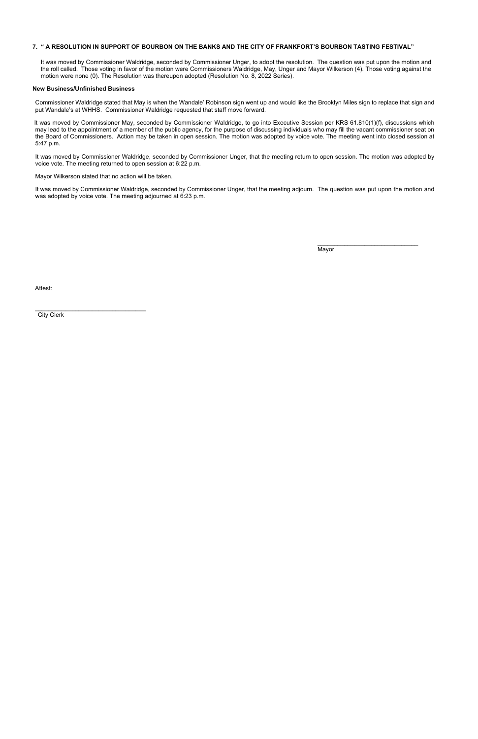**7. " A RESOLUTION IN SUPPORT OF BOURBON ON THE BANKS AND THE CITY OF FRANKFORT'S BOURBON TASTING FESTIVAL"**

It was moved by Commissioner Waldridge, seconded by Commissioner Unger, to adopt the resolution. The question was put upon the motion and the roll called. Those voting in favor of the motion were Commissioners Waldridge, May, Unger and Mayor Wilkerson (4). Those voting against the motion were none (0). The Resolution was thereupon adopted (Resolution No. 8, 2022 Series).

**New Business/Unfinished Business**

Commissioner Waldridge stated that May is when the Wandale' Robinson sign went up and would like the Brooklyn Miles sign to replace that sign and put Wandale's at WHHS. Commissioner Waldridge requested that staff move forward.

It was moved by Commissioner May, seconded by Commissioner Waldridge, to go into Executive Session per KRS 61.810(1)(f), discussions which may lead to the appointment of a member of the public agency, for the purpose of discussing individuals who may fill the vacant commissioner seat on the Board of Commissioners. Action may be taken in open session. The motion was adopted by voice vote. The meeting went into closed session at 5:47 p.m.

It was moved by Commissioner Waldridge, seconded by Commissioner Unger, that the meeting return to open session. The motion was adopted by voice vote. The meeting returned to open session at 6:22 p.m.

Mayor Wilkerson stated that no action will be taken.

It was moved by Commissioner Waldridge, seconded by Commissioner Unger, that the meeting adjourn. The question was put upon the motion and was adopted by voice vote. The meeting adjourned at 6:23 p.m.

\_\_\_\_\_\_\_\_\_\_\_\_\_\_\_\_\_\_\_\_\_\_\_\_\_\_\_\_\_\_
Mayor

Attest:

\_\_\_\_\_\_\_\_\_\_\_\_\_\_\_\_\_\_\_\_\_\_\_\_\_\_\_\_\_\_
City Clerk